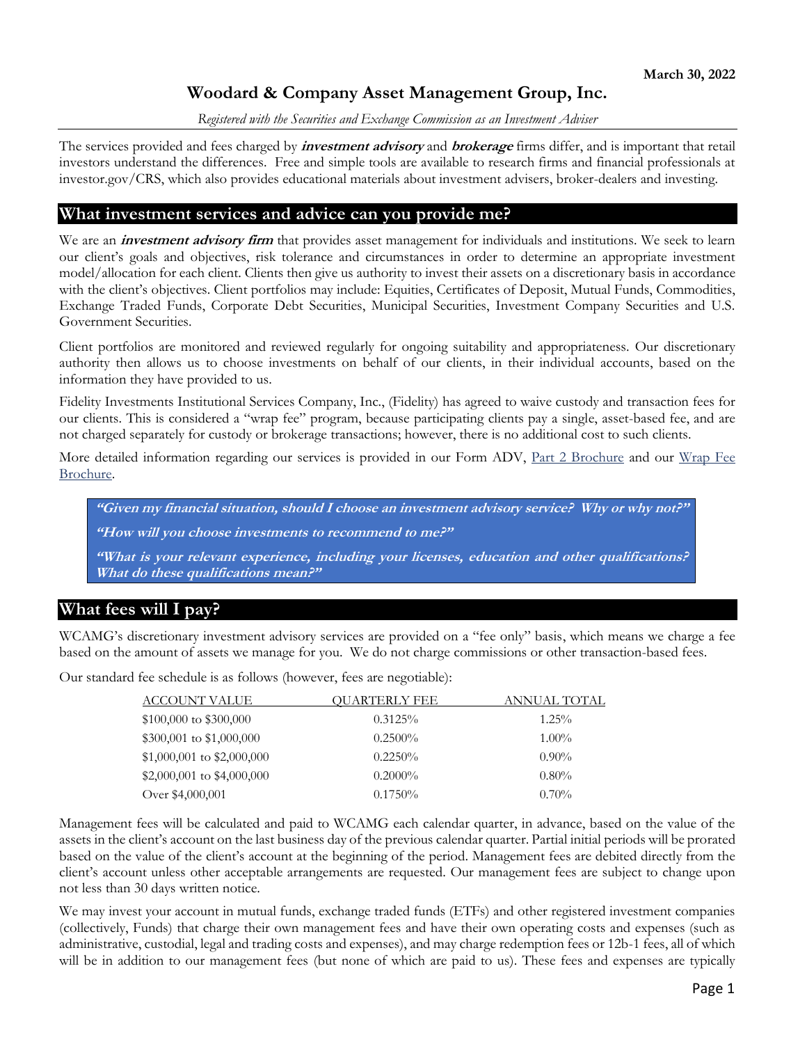**March 30, 2022**

# Woodard & Company Asset Management Group, Inc.

*Registered with the Securities and Exchange Commission as an Investment Adviser*

The services provided and fees charged by ***investment advisory*** and ***brokerage*** firms differ, and is important that retail investors understand the differences. Free and simple tools are available to research firms and financial professionals at investor.gov/CRS, which also provides educational materials about investment advisers, broker-dealers and investing.

## What investment services and advice can you provide me?

We are an ***investment advisory firm*** that provides asset management for individuals and institutions. We seek to learn our client's goals and objectives, risk tolerance and circumstances in order to determine an appropriate investment model/allocation for each client. Clients then give us authority to invest their assets on a discretionary basis in accordance with the client's objectives. Client portfolios may include: Equities, Certificates of Deposit, Mutual Funds, Commodities, Exchange Traded Funds, Corporate Debt Securities, Municipal Securities, Investment Company Securities and U.S. Government Securities.

Client portfolios are monitored and reviewed regularly for ongoing suitability and appropriateness. Our discretionary authority then allows us to choose investments on behalf of our clients, in their individual accounts, based on the information they have provided to us.

Fidelity Investments Institutional Services Company, Inc., (Fidelity) has agreed to waive custody and transaction fees for our clients. This is considered a "wrap fee" program, because participating clients pay a single, asset-based fee, and are not charged separately for custody or brokerage transactions; however, there is no additional cost to such clients.

More detailed information regarding our services is provided in our Form ADV, Part 2 Brochure and our Wrap Fee Brochure.

> ***"Given my financial situation, should I choose an investment advisory service? Why or why not?"***
>
> ***"How will you choose investments to recommend to me?"***
>
> ***"What is your relevant experience, including your licenses, education and other qualifications? What do these qualifications mean?"***

## What fees will I pay?

WCAMG's discretionary investment advisory services are provided on a "fee only" basis, which means we charge a fee based on the amount of assets we manage for you. We do not charge commissions or other transaction-based fees.

Our standard fee schedule is as follows (however, fees are negotiable):

| ACCOUNT VALUE | QUARTERLY FEE | ANNUAL TOTAL |
|---|---|---|
| $100,000 to $300,000 | 0.3125% | 1.25% |
| $300,001 to $1,000,000 | 0.2500% | 1.00% |
| $1,000,001 to $2,000,000 | 0.2250% | 0.90% |
| $2,000,001 to $4,000,000 | 0.2000% | 0.80% |
| Over $4,000,001 | 0.1750% | 0.70% |

Management fees will be calculated and paid to WCAMG each calendar quarter, in advance, based on the value of the assets in the client's account on the last business day of the previous calendar quarter. Partial initial periods will be prorated based on the value of the client's account at the beginning of the period. Management fees are debited directly from the client's account unless other acceptable arrangements are requested. Our management fees are subject to change upon not less than 30 days written notice.

We may invest your account in mutual funds, exchange traded funds (ETFs) and other registered investment companies (collectively, Funds) that charge their own management fees and have their own operating costs and expenses (such as administrative, custodial, legal and trading costs and expenses), and may charge redemption fees or 12b-1 fees, all of which will be in addition to our management fees (but none of which are paid to us). These fees and expenses are typically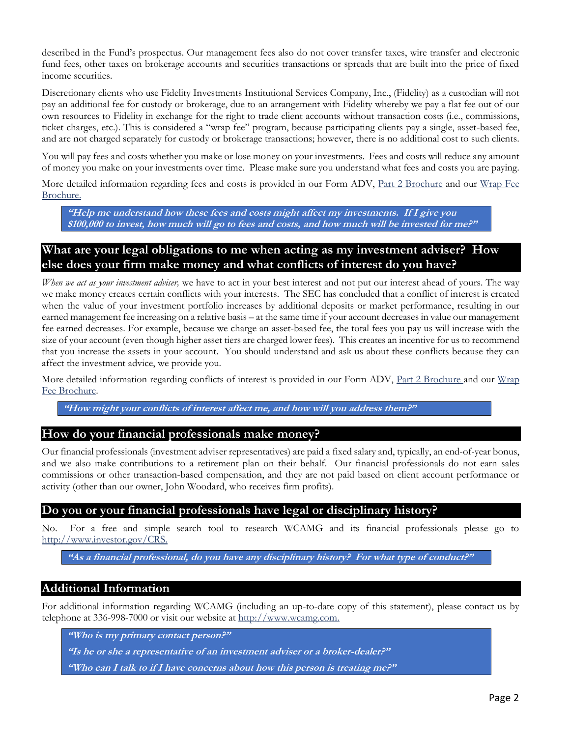described in the Fund's prospectus. Our management fees also do not cover transfer taxes, wire transfer and electronic fund fees, other taxes on brokerage accounts and securities transactions or spreads that are built into the price of fixed income securities.

Discretionary clients who use Fidelity Investments Institutional Services Company, Inc., (Fidelity) as a custodian will not pay an additional fee for custody or brokerage, due to an arrangement with Fidelity whereby we pay a flat fee out of our own resources to Fidelity in exchange for the right to trade client accounts without transaction costs (i.e., commissions, ticket charges, etc.). This is considered a "wrap fee" program, because participating clients pay a single, asset-based fee, and are not charged separately for custody or brokerage transactions; however, there is no additional cost to such clients.

You will pay fees and costs whether you make or lose money on your investments. Fees and costs will reduce any amount of money you make on your investments over time. Please make sure you understand what fees and costs you are paying.

More detailed information regarding fees and costs is provided in our Form ADV, [Part 2 Brochure] and our [Wrap Fee Brochure.]

> ***"Help me understand how these fees and costs might affect my investments. If I give you $100,000 to invest, how much will go to fees and costs, and how much will be invested for me?"***

## What are your legal obligations to me when acting as my investment adviser? How else does your firm make money and what conflicts of interest do you have?

*When we act as your investment adviser,* we have to act in your best interest and not put our interest ahead of yours. The way we make money creates certain conflicts with your interests. The SEC has concluded that a conflict of interest is created when the value of your investment portfolio increases by additional deposits or market performance, resulting in our earned management fee increasing on a relative basis – at the same time if your account decreases in value our management fee earned decreases. For example, because we charge an asset-based fee, the total fees you pay us will increase with the size of your account (even though higher asset tiers are charged lower fees). This creates an incentive for us to recommend that you increase the assets in your account. You should understand and ask us about these conflicts because they can affect the investment advice, we provide you.

More detailed information regarding conflicts of interest is provided in our Form ADV, [Part 2 Brochure] and our [Wrap Fee Brochure].

> ***"How might your conflicts of interest affect me, and how will you address them?"***

## How do your financial professionals make money?

Our financial professionals (investment adviser representatives) are paid a fixed salary and, typically, an end-of-year bonus, and we also make contributions to a retirement plan on their behalf. Our financial professionals do not earn sales commissions or other transaction-based compensation, and they are not paid based on client account performance or activity (other than our owner, John Woodard, who receives firm profits).

## Do you or your financial professionals have legal or disciplinary history?

No. For a free and simple search tool to research WCAMG and its financial professionals please go to http://www.investor.gov/CRS.

> ***"As a financial professional, do you have any disciplinary history? For what type of conduct?"***

## Additional Information

For additional information regarding WCAMG (including an up-to-date copy of this statement), please contact us by telephone at 336-998-7000 or visit our website at http://www.wcamg.com.

> ***"Who is my primary contact person?"***
>
> ***"Is he or she a representative of an investment adviser or a broker-dealer?"***
>
> ***"Who can I talk to if I have concerns about how this person is treating me?"***